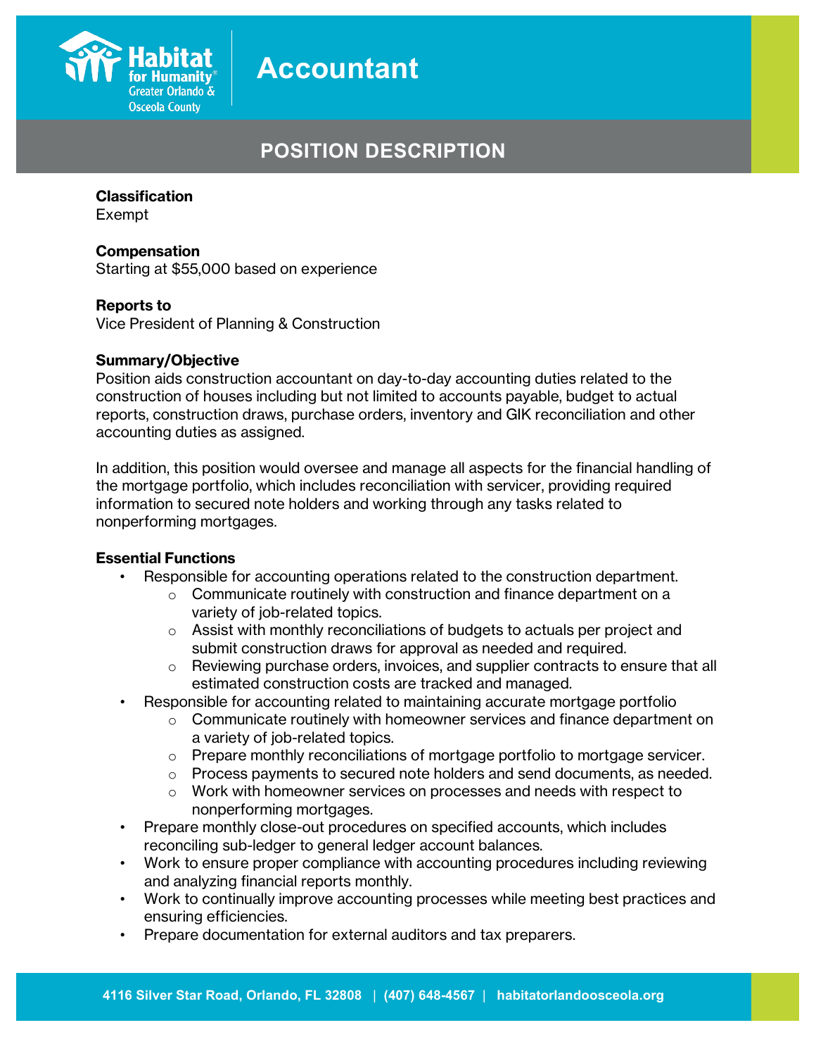Habitat for Humanity® Greater Orlando & Osceola County

# Accountant

## POSITION DESCRIPTION

**Classification**
Exempt

**Compensation**
Starting at $55,000 based on experience

**Reports to**
Vice President of Planning & Construction

**Summary/Objective**
Position aids construction accountant on day-to-day accounting duties related to the construction of houses including but not limited to accounts payable, budget to actual reports, construction draws, purchase orders, inventory and GIK reconciliation and other accounting duties as assigned.

In addition, this position would oversee and manage all aspects for the financial handling of the mortgage portfolio, which includes reconciliation with servicer, providing required information to secured note holders and working through any tasks related to nonperforming mortgages.

**Essential Functions**

- Responsible for accounting operations related to the construction department.
  - Communicate routinely with construction and finance department on a variety of job-related topics.
  - Assist with monthly reconciliations of budgets to actuals per project and submit construction draws for approval as needed and required.
  - Reviewing purchase orders, invoices, and supplier contracts to ensure that all estimated construction costs are tracked and managed.
- Responsible for accounting related to maintaining accurate mortgage portfolio
  - Communicate routinely with homeowner services and finance department on a variety of job-related topics.
  - Prepare monthly reconciliations of mortgage portfolio to mortgage servicer.
  - Process payments to secured note holders and send documents, as needed.
  - Work with homeowner services on processes and needs with respect to nonperforming mortgages.
- Prepare monthly close-out procedures on specified accounts, which includes reconciling sub-ledger to general ledger account balances.
- Work to ensure proper compliance with accounting procedures including reviewing and analyzing financial reports monthly.
- Work to continually improve accounting processes while meeting best practices and ensuring efficiencies.
- Prepare documentation for external auditors and tax preparers.

4116 Silver Star Road, Orlando, FL 32808 | (407) 648-4567 | habitatorlandoosceola.org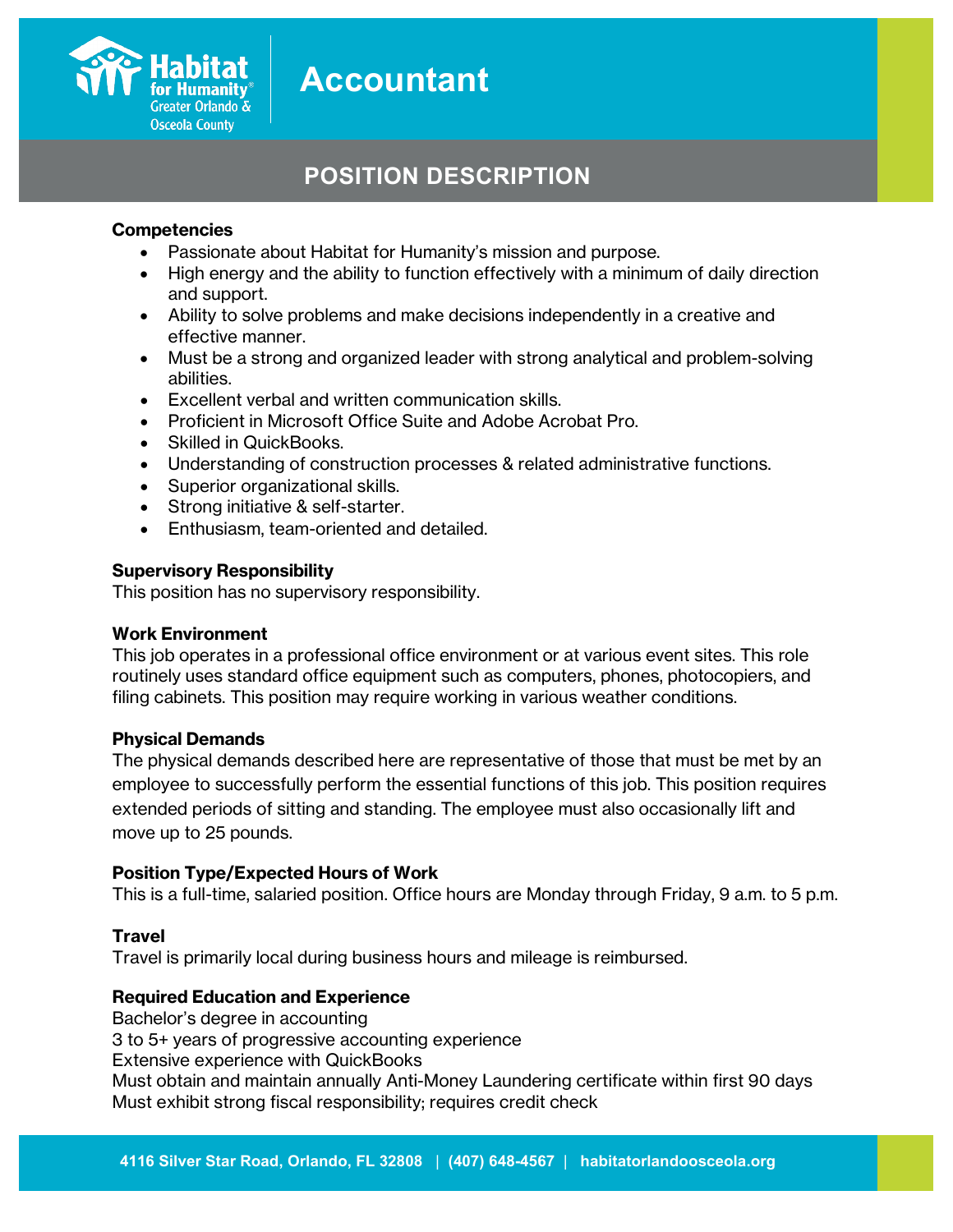# Accountant

## POSITION DESCRIPTION

**Competencies**

- Passionate about Habitat for Humanity's mission and purpose.
- High energy and the ability to function effectively with a minimum of daily direction and support.
- Ability to solve problems and make decisions independently in a creative and effective manner.
- Must be a strong and organized leader with strong analytical and problem-solving abilities.
- Excellent verbal and written communication skills.
- Proficient in Microsoft Office Suite and Adobe Acrobat Pro.
- Skilled in QuickBooks.
- Understanding of construction processes & related administrative functions.
- Superior organizational skills.
- Strong initiative & self-starter.
- Enthusiasm, team-oriented and detailed.

**Supervisory Responsibility**

This position has no supervisory responsibility.

**Work Environment**

This job operates in a professional office environment or at various event sites. This role routinely uses standard office equipment such as computers, phones, photocopiers, and filing cabinets. This position may require working in various weather conditions.

**Physical Demands**

The physical demands described here are representative of those that must be met by an employee to successfully perform the essential functions of this job. This position requires extended periods of sitting and standing. The employee must also occasionally lift and move up to 25 pounds.

**Position Type/Expected Hours of Work**

This is a full-time, salaried position. Office hours are Monday through Friday, 9 a.m. to 5 p.m.

**Travel**

Travel is primarily local during business hours and mileage is reimbursed.

**Required Education and Experience**

Bachelor's degree in accounting
3 to 5+ years of progressive accounting experience
Extensive experience with QuickBooks
Must obtain and maintain annually Anti-Money Laundering certificate within first 90 days
Must exhibit strong fiscal responsibility; requires credit check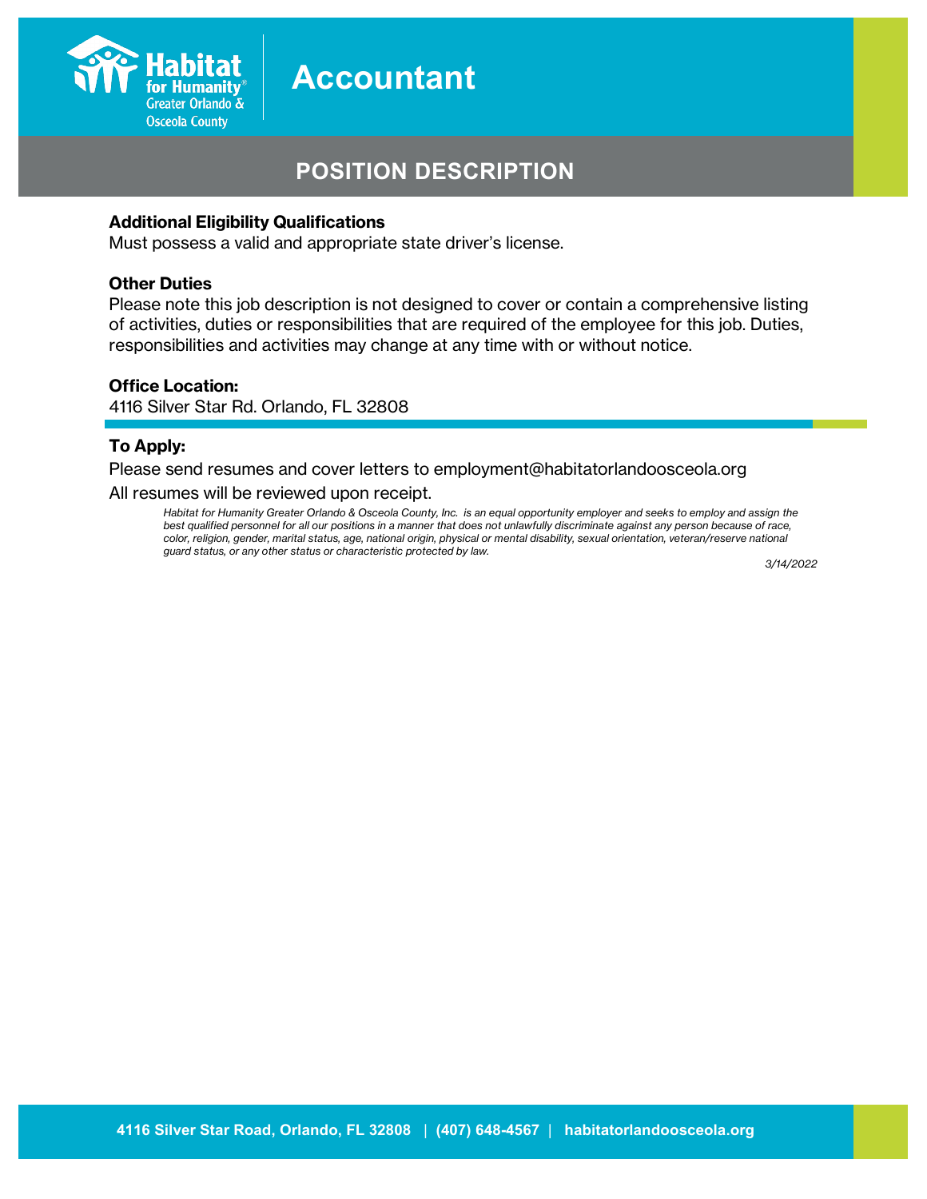# Accountant

## POSITION DESCRIPTION

**Additional Eligibility Qualifications**

Must possess a valid and appropriate state driver's license.

**Other Duties**

Please note this job description is not designed to cover or contain a comprehensive listing of activities, duties or responsibilities that are required of the employee for this job. Duties, responsibilities and activities may change at any time with or without notice.

**Office Location:**

4116 Silver Star Rd. Orlando, FL 32808

**To Apply:**

Please send resumes and cover letters to employment@habitatorlandoosceola.org

All resumes will be reviewed upon receipt.

*Habitat for Humanity Greater Orlando & Osceola County, Inc. is an equal opportunity employer and seeks to employ and assign the best qualified personnel for all our positions in a manner that does not unlawfully discriminate against any person because of race, color, religion, gender, marital status, age, national origin, physical or mental disability, sexual orientation, veteran/reserve national guard status, or any other status or characteristic protected by law.*

*3/14/2022*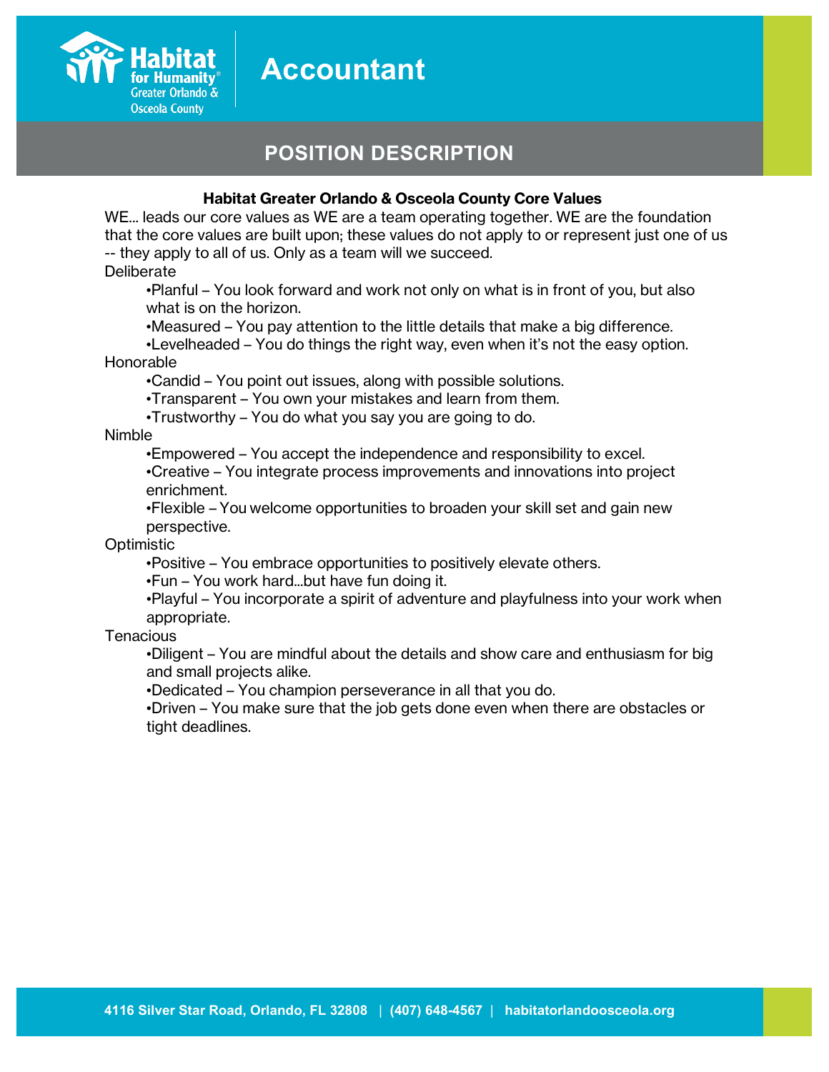# Accountant

## POSITION DESCRIPTION

**Habitat Greater Orlando & Osceola County Core Values**

WE... leads our core values as WE are a team operating together. WE are the foundation that the core values are built upon; these values do not apply to or represent just one of us -- they apply to all of us. Only as a team will we succeed.

Deliberate

- Planful – You look forward and work not only on what is in front of you, but also what is on the horizon.
- Measured – You pay attention to the little details that make a big difference.
- Levelheaded – You do things the right way, even when it's not the easy option.

Honorable

- Candid – You point out issues, along with possible solutions.
- Transparent – You own your mistakes and learn from them.
- Trustworthy – You do what you say you are going to do.

Nimble

- Empowered – You accept the independence and responsibility to excel.
- Creative – You integrate process improvements and innovations into project enrichment.
- Flexible – You welcome opportunities to broaden your skill set and gain new perspective.

Optimistic

- Positive – You embrace opportunities to positively elevate others.
- Fun – You work hard...but have fun doing it.
- Playful – You incorporate a spirit of adventure and playfulness into your work when appropriate.

Tenacious

- Diligent – You are mindful about the details and show care and enthusiasm for big and small projects alike.
- Dedicated – You champion perseverance in all that you do.
- Driven – You make sure that the job gets done even when there are obstacles or tight deadlines.